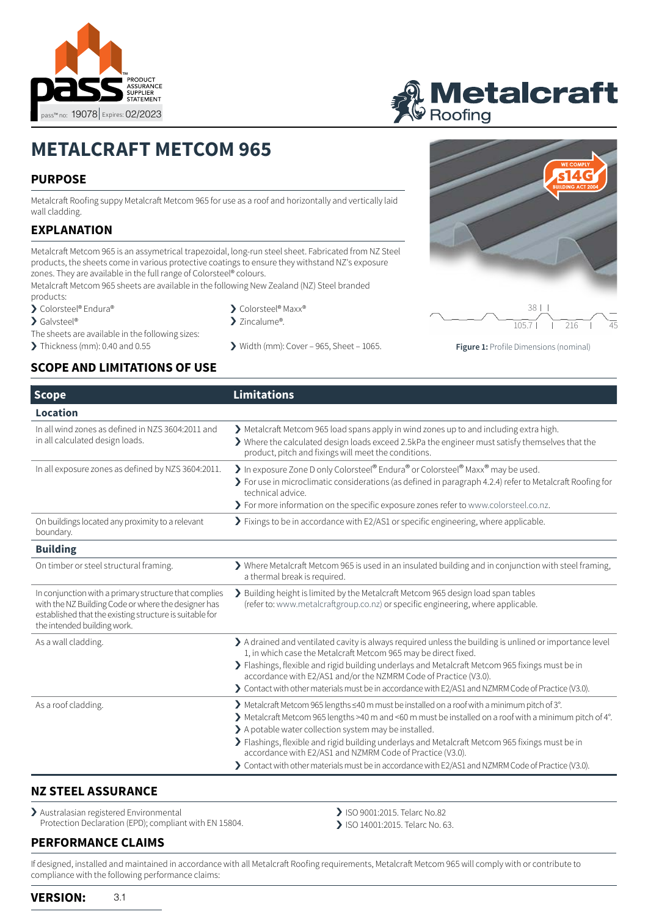pass™ PRODUCT ASSURANCE SUPPLIER STATEMENT

pass™ no: 19078 | Expires: 02/2023

Metalcraft Roofing

# METALCRAFT METCOM 965

## PURPOSE

Metalcraft Roofing suppy Metalcraft Metcom 965 for use as a roof and horizontally and vertically laid wall cladding.

## EXPLANATION

Metalcraft Metcom 965 is an assymetrical trapezoidal, long-run steel sheet. Fabricated from NZ Steel products, the sheets come in various protective coatings to ensure they withstand NZ's exposure zones. They are available in the full range of Colorsteel® colours.

Metalcraft Metcom 965 sheets are available in the following New Zealand (NZ) Steel branded products:

- Colorsteel® Endura®
- Galvsteel®
- Colorsteel® Maxx®
- Zincalume®.

The sheets are available in the following sizes:

- Thickness (mm): 0.40 and 0.55
- Width (mm): Cover – 965, Sheet – 1065.

WE COMPLY s14G BUILDING ACT 2004

38 | 105.7 | 216 | 45

**Figure 1:** Profile Dimensions (nominal)

## SCOPE AND LIMITATIONS OF USE

| Scope | Limitations |
|---|---|
| **Location** | |
| In all wind zones as defined in NZS 3604:2011 and in all calculated design loads. | Metalcraft Metcom 965 load spans apply in wind zones up to and including extra high.<br>Where the calculated design loads exceed 2.5kPa the engineer must satisfy themselves that the product, pitch and fixings will meet the conditions. |
| In all exposure zones as defined by NZS 3604:2011. | In exposure Zone D only Colorsteel® Endura® or Colorsteel® Maxx® may be used.<br>For use in microclimatic considerations (as defined in paragraph 4.2.4) refer to Metalcraft Roofing for technical advice.<br>For more information on the specific exposure zones refer to www.colorsteel.co.nz. |
| On buildings located any proximity to a relevant boundary. | Fixings to be in accordance with E2/AS1 or specific engineering, where applicable. |
| **Building** | |
| On timber or steel structural framing. | Where Metalcraft Metcom 965 is used in an insulated building and in conjunction with steel framing, a thermal break is required. |
| In conjunction with a primary structure that complies with the NZ Building Code or where the designer has established that the existing structure is suitable for the intended building work. | Building height is limited by the Metalcraft Metcom 965 design load span tables (refer to: www.metalcraftgroup.co.nz) or specific engineering, where applicable. |
| As a wall cladding. | A drained and ventilated cavity is always required unless the building is unlined or importance level 1, in which case the Metalcraft Metcom 965 may be direct fixed.<br>Flashings, flexible and rigid building underlays and Metalcraft Metcom 965 fixings must be in accordance with E2/AS1 and/or the NZMRM Code of Practice (V3.0).<br>Contact with other materials must be in accordance with E2/AS1 and NZMRM Code of Practice (V3.0). |
| As a roof cladding. | Metalcraft Metcom 965 lengths ≤40 m must be installed on a roof with a minimum pitch of 3°.<br>Metalcraft Metcom 965 lengths >40 m and <60 m must be installed on a roof with a minimum pitch of 4°.<br>A potable water collection system may be installed.<br>Flashings, flexible and rigid building underlays and Metalcraft Metcom 965 fixings must be in accordance with E2/AS1 and NZMRM Code of Practice (V3.0).<br>Contact with other materials must be in accordance with E2/AS1 and NZMRM Code of Practice (V3.0). |

## NZ STEEL ASSURANCE

- Australasian registered Environmental Protection Declaration (EPD); compliant with EN 15804.
- ISO 9001:2015. Telarc No.82
- ISO 14001:2015. Telarc No. 63.

## PERFORMANCE CLAIMS

If designed, installed and maintained in accordance with all Metalcraft Roofing requirements, Metalcraft Metcom 965 will comply with or contribute to compliance with the following performance claims:

**VERSION:** 3.1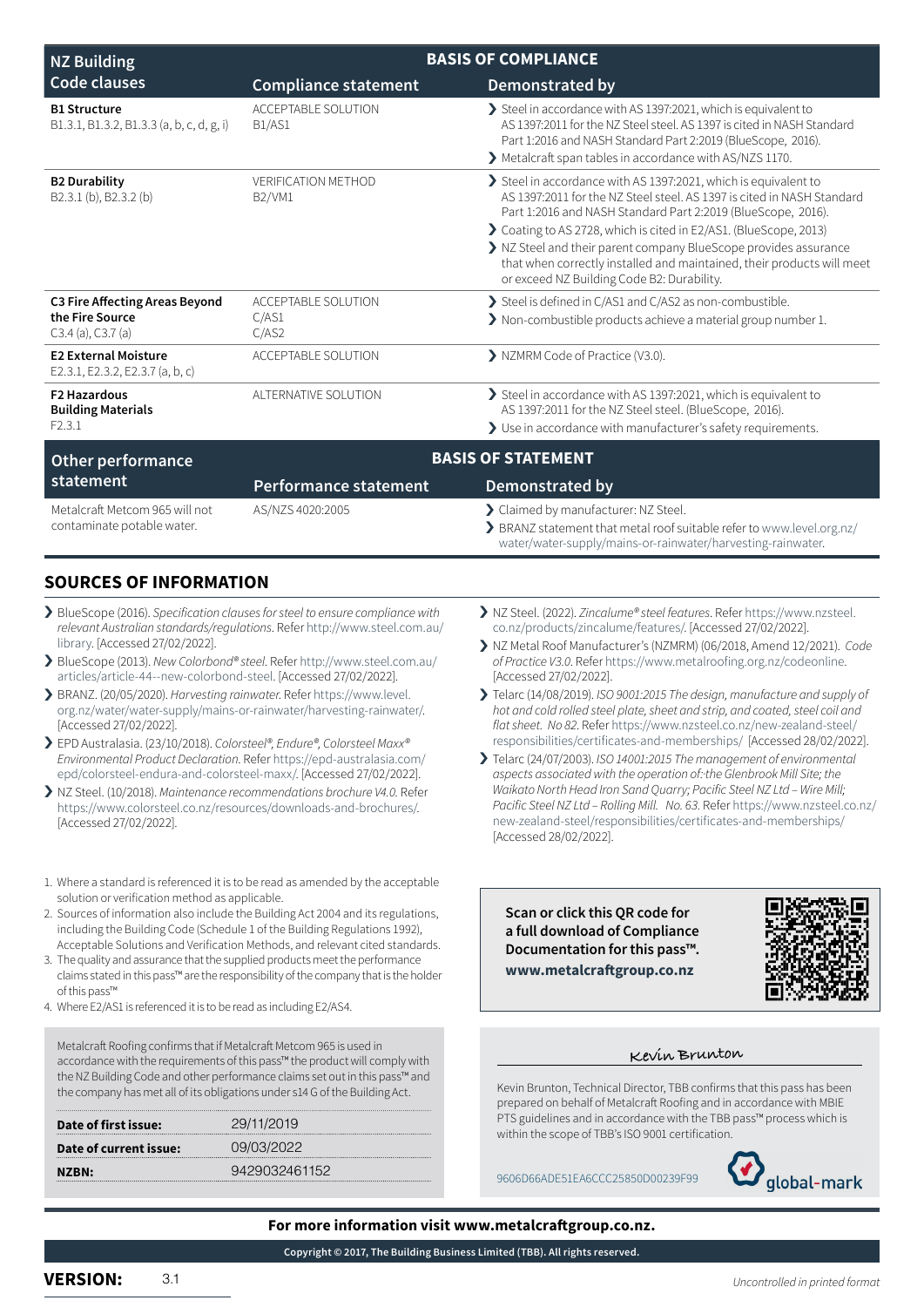| NZ Building Code clauses | BASIS OF COMPLIANCE | |
|---|---|---|
| | **Compliance statement** | **Demonstrated by** |
| **B1 Structure**<br>B1.3.1, B1.3.2, B1.3.3 (a, b, c, d, g, i) | ACCEPTABLE SOLUTION<br>B1/AS1 | ❯ Steel in accordance with AS 1397:2021, which is equivalent to AS 1397:2011 for the NZ Steel steel. AS 1397 is cited in NASH Standard Part 1:2016 and NASH Standard Part 2:2019 (BlueScope, 2016).<br>❯ Metalcraft span tables in accordance with AS/NZS 1170. |
| **B2 Durability**<br>B2.3.1 (b), B2.3.2 (b) | VERIFICATION METHOD<br>B2/VM1 | ❯ Steel in accordance with AS 1397:2021, which is equivalent to AS 1397:2011 for the NZ Steel steel. AS 1397 is cited in NASH Standard Part 1:2016 and NASH Standard Part 2:2019 (BlueScope, 2016).<br>❯ Coating to AS 2728, which is cited in E2/AS1. (BlueScope, 2013)<br>❯ NZ Steel and their parent company BlueScope provides assurance that when correctly installed and maintained, their products will meet or exceed NZ Building Code B2: Durability. |
| **C3 Fire Affecting Areas Beyond the Fire Source**<br>C3.4 (a), C3.7 (a) | ACCEPTABLE SOLUTION<br>C/AS1<br>C/AS2 | ❯ Steel is defined in C/AS1 and C/AS2 as non-combustible.<br>❯ Non-combustible products achieve a material group number 1. |
| **E2 External Moisture**<br>E2.3.1, E2.3.2, E2.3.7 (a, b, c) | ACCEPTABLE SOLUTION | ❯ NZMRM Code of Practice (V3.0). |
| **F2 Hazardous Building Materials**<br>F2.3.1 | ALTERNATIVE SOLUTION | ❯ Steel in accordance with AS 1397:2021, which is equivalent to AS 1397:2011 for the NZ Steel steel. (BlueScope, 2016).<br>❯ Use in accordance with manufacturer's safety requirements. |

| Other performance statement | BASIS OF STATEMENT | |
|---|---|---|
| | **Performance statement** | **Demonstrated by** |
| Metalcraft Metcom 965 will not contaminate potable water. | AS/NZS 4020:2005 | ❯ Claimed by manufacturer: NZ Steel.<br>❯ BRANZ statement that metal roof suitable refer to www.level.org.nz/water/water-supply/mains-or-rainwater/harvesting-rainwater. |

## SOURCES OF INFORMATION

- BlueScope (2016). *Specification clauses for steel to ensure compliance with relevant Australian standards/regulations.* Refer http://www.steel.com.au/library. [Accessed 27/02/2022].
- BlueScope (2013). *New Colorbond® steel.* Refer http://www.steel.com.au/articles/article-44--new-colorbond-steel. [Accessed 27/02/2022].
- BRANZ. (20/05/2020). *Harvesting rainwater.* Refer https://www.level.org.nz/water/water-supply/mains-or-rainwater/harvesting-rainwater/. [Accessed 27/02/2022].
- EPD Australasia. (23/10/2018). *Colorsteel®, Endure®, Colorsteel Maxx® Environmental Product Declaration.* Refer https://epd-australasia.com/epd/colorsteel-endura-and-colorsteel-maxx/. [Accessed 27/02/2022].
- NZ Steel. (10/2018). *Maintenance recommendations brochure V4.0.* Refer https://www.colorsteel.co.nz/resources/downloads-and-brochures/. [Accessed 27/02/2022].
- NZ Steel. (2022). *Zincalume® steel features.* Refer https://www.nzsteel.co.nz/products/zincalume/features/. [Accessed 27/02/2022].
- NZ Metal Roof Manufacturer's (NZMRM) (06/2018, Amend 12/2021). *Code of Practice V3.0.* Refer https://www.metalroofing.org.nz/codeonline. [Accessed 27/02/2022].
- Telarc (14/08/2019). *ISO 9001:2015 The design, manufacture and supply of hot and cold rolled steel plate, sheet and strip, and coated, steel coil and flat sheet. No 82.* Refer https://www.nzsteel.co.nz/new-zealand-steel/responsibilities/certificates-and-memberships/ [Accessed 28/02/2022].
- Telarc (24/07/2003). *ISO 14001:2015 The management of environmental aspects associated with the operation of: the Glenbrook Mill Site; the Waikato North Head Iron Sand Quarry; Pacific Steel NZ Ltd – Wire Mill; Pacific Steel NZ Ltd – Rolling Mill. No. 63.* Refer https://www.nzsteel.co.nz/new-zealand-steel/responsibilities/certificates-and-memberships/ [Accessed 28/02/2022].

1. Where a standard is referenced it is to be read as amended by the acceptable solution or verification method as applicable.
2. Sources of information also include the Building Act 2004 and its regulations, including the Building Code (Schedule 1 of the Building Regulations 1992), Acceptable Solutions and Verification Methods, and relevant cited standards.
3. The quality and assurance that the supplied products meet the performance claims stated in this pass™ are the responsibility of the company that is the holder of this pass™
4. Where E2/AS1 is referenced it is to be read as including E2/AS4.

**Scan or click this QR code for a full download of Compliance Documentation for this pass™.**
**www.metalcraftgroup.co.nz**

Metalcraft Roofing confirms that if Metalcraft Metcom 965 is used in accordance with the requirements of this pass™ the product will comply with the NZ Building Code and other performance claims set out in this pass™ and the company has met all of its obligations under s14 G of the Building Act.

| | |
|---|---|
| **Date of first issue:** | 29/11/2019 |
| **Date of current issue:** | 09/03/2022 |
| **NZBN:** | 9429032461152 |

Kevin Brunton

Kevin Brunton, Technical Director, TBB confirms that this pass has been prepared on behalf of Metalcraft Roofing and in accordance with MBIE PTS guidelines and in accordance with the TBB pass™ process which is within the scope of TBB's ISO 9001 certification.

9606D66ADE51EA6CCC25850D00239F99

global-mark

**For more information visit www.metalcraftgroup.co.nz.**

**Copyright © 2017, The Building Business Limited (TBB). All rights reserved.**

**VERSION:** 3.1

*Uncontrolled in printed format*